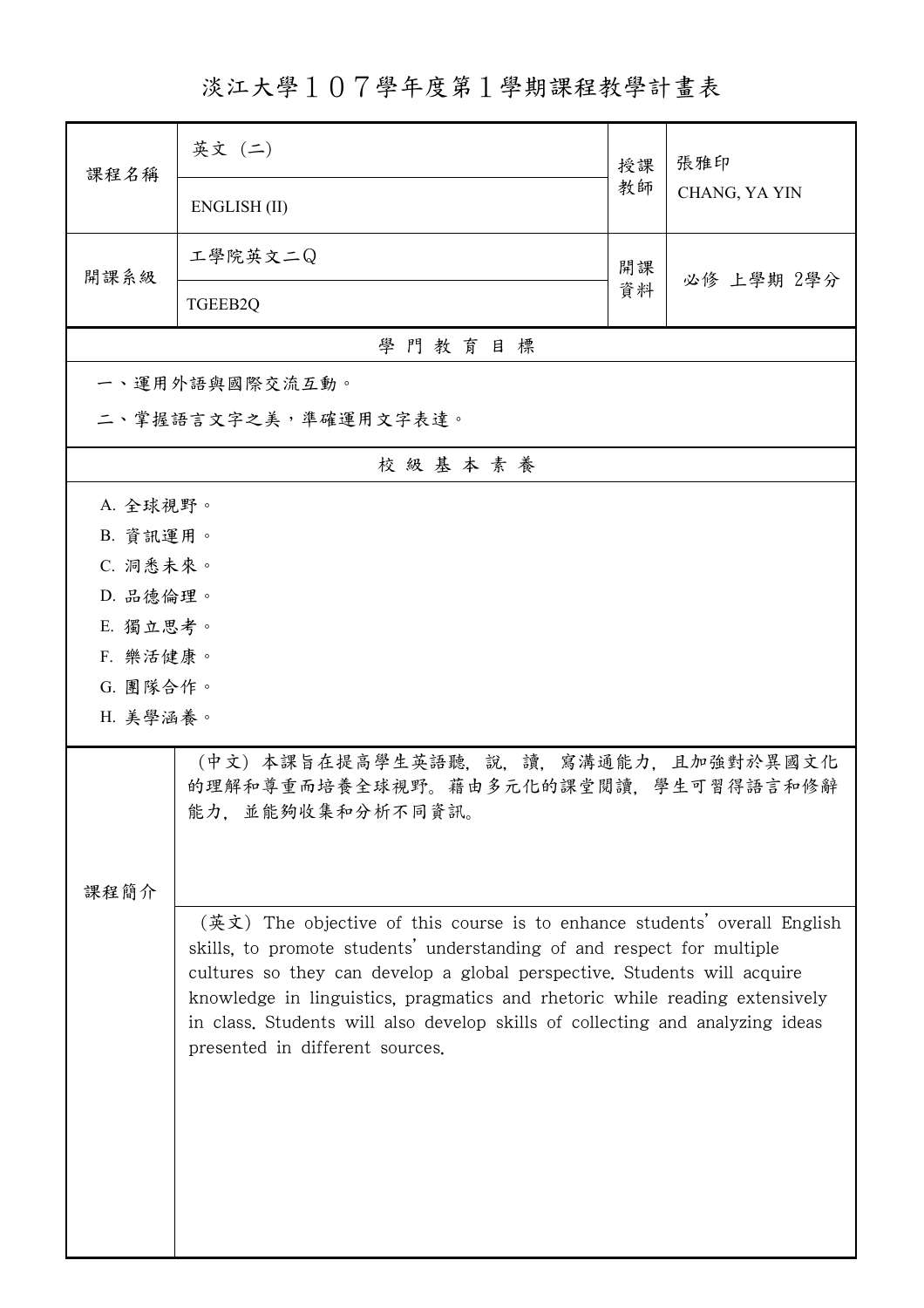# 淡江大學１０７學年度第１學期課程教學計畫表

| 課程名稱 | 英文（二） ENGLISH (II) | 授課教師 | 張雅印 CHANG, YA YIN |
| --- | --- | --- | --- |
| 開課系級 | 工學院英文二Q TGEEB2Q | 開課資料 | 必修 上學期 2學分 |

## 學門教育目標

一、運用外語與國際交流互動。

二、掌握語言文字之美，準確運用文字表達。

## 校級基本素養

A. 全球視野。

B. 資訊運用。

C. 洞悉未來。

D. 品德倫理。

E. 獨立思考。

F. 樂活健康。

G. 團隊合作。

H. 美學涵養。

## 課程簡介

（中文）本課旨在提高學生英語聽，說，讀，寫溝通能力，且加強對於異國文化的理解和尊重而培養全球視野。藉由多元化的課堂閱讀，學生可習得語言和修辭能力，並能夠收集和分析不同資訊。

（英文）The objective of this course is to enhance students' overall English skills, to promote students' understanding of and respect for multiple cultures so they can develop a global perspective. Students will acquire knowledge in linguistics, pragmatics and rhetoric while reading extensively in class. Students will also develop skills of collecting and analyzing ideas presented in different sources.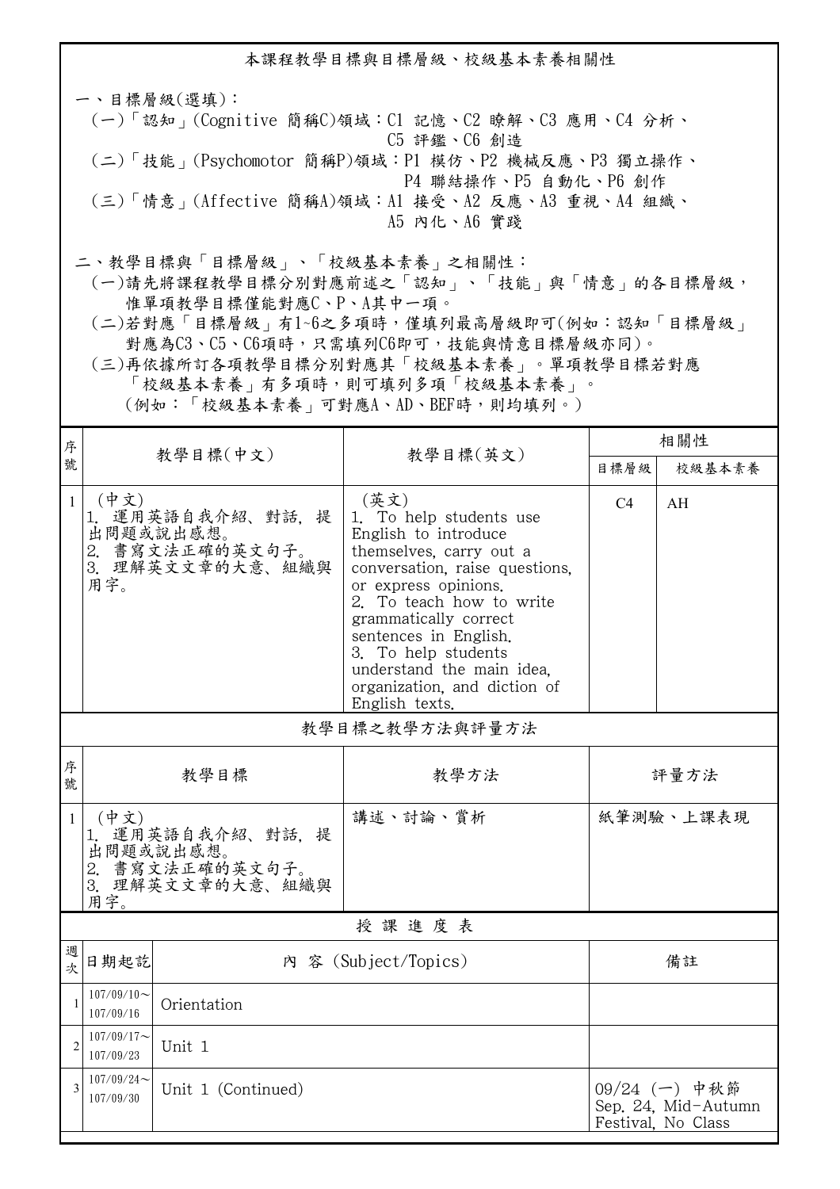## 本課程教學目標與目標層級、校級基本素養相關性

一、目標層級(選填)：

(一)「認知」(Cognitive 簡稱C)領域：C1 記憶、C2 瞭解、C3 應用、C4 分析、C5 評鑑、C6 創造

(二)「技能」(Psychomotor 簡稱P)領域：P1 模仿、P2 機械反應、P3 獨立操作、P4 聯結操作、P5 自動化、P6 創作

(三)「情意」(Affective 簡稱A)領域：A1 接受、A2 反應、A3 重視、A4 組織、A5 內化、A6 實踐

二、教學目標與「目標層級」、「校級基本素養」之相關性：

(一)請先將課程教學目標分別對應前述之「認知」、「技能」與「情意」的各目標層級，惟單項教學目標僅能對應C、P、A其中一項。

(二)若對應「目標層級」有1~6之多項時，僅填列最高層級即可(例如：認知「目標層級」對應為C3、C5、C6項時，只需填列C6即可，技能與情意目標層級亦同)。

(三)再依據所訂各項教學目標分別對應其「校級基本素養」。單項教學目標若對應「校級基本素養」有多項時，則可填列多項「校級基本素養」。(例如：「校級基本素養」可對應A、AD、BEF時，則均填列。)

| 序號 | 教學目標(中文) | 教學目標(英文) | 相關性 | |
|---|---|---|---|---|
| | | | 目標層級 | 校級基本素養 |
| 1 | (中文)<br>1. 運用英語自我介紹、對話，提出問題或說出感想。<br>2. 書寫文法正確的英文句子。<br>3. 理解英文文章的大意、組織與用字。 | (英文)<br>1. To help students use English to introduce themselves, carry out a conversation, raise questions, or express opinions.<br>2. To teach how to write grammatically correct sentences in English.<br>3. To help students understand the main idea, organization, and diction of English texts. | C4 | AH |

## 教學目標之教學方法與評量方法

| 序號 | 教學目標 | 教學方法 | 評量方法 |
|---|---|---|---|
| 1 | (中文)<br>1. 運用英語自我介紹、對話，提出問題或說出感想。<br>2. 書寫文法正確的英文句子。<br>3. 理解英文文章的大意、組織與用字。 | 講述、討論、賞析 | 紙筆測驗、上課表現 |

## 授 課 進 度 表

| 週次 | 日期起訖 | 內 容 (Subject/Topics) | 備註 |
|---|---|---|---|
| 1 | 107/09/10~107/09/16 | Orientation | |
| 2 | 107/09/17~107/09/23 | Unit 1 | |
| 3 | 107/09/24~107/09/30 | Unit 1 (Continued) | 09/24 (一) 中秋節<br>Sep. 24, Mid-Autumn Festival, No Class |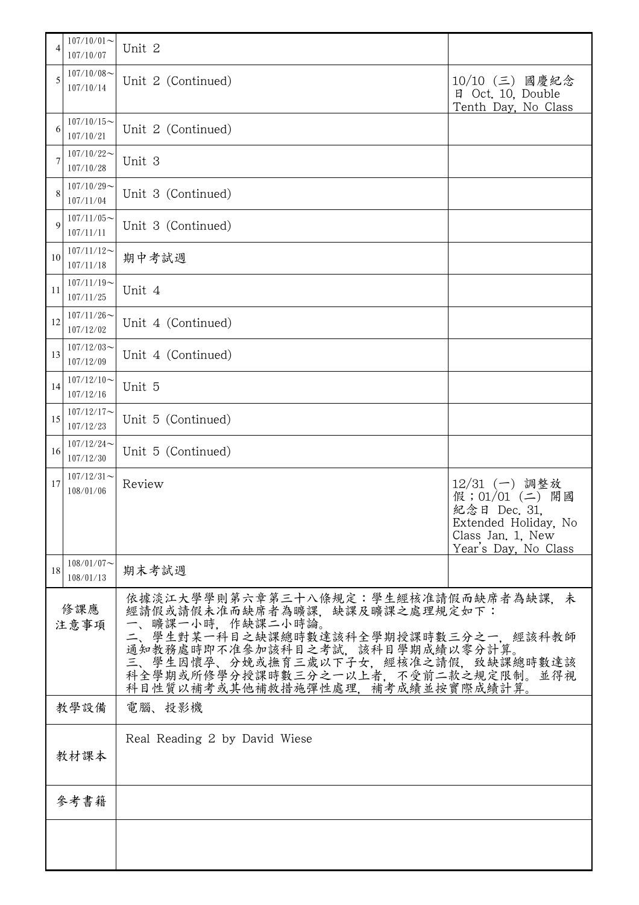| | | | |
|---|---|---|---|
| 4 | 107/10/01～107/10/07 | Unit 2 | |
| 5 | 107/10/08～107/10/14 | Unit 2 (Continued) | 10/10 (三) 國慶紀念日 Oct. 10, Double Tenth Day, No Class |
| 6 | 107/10/15～107/10/21 | Unit 2 (Continued) | |
| 7 | 107/10/22～107/10/28 | Unit 3 | |
| 8 | 107/10/29～107/11/04 | Unit 3 (Continued) | |
| 9 | 107/11/05～107/11/11 | Unit 3 (Continued) | |
| 10 | 107/11/12～107/11/18 | 期中考試週 | |
| 11 | 107/11/19～107/11/25 | Unit 4 | |
| 12 | 107/11/26～107/12/02 | Unit 4 (Continued) | |
| 13 | 107/12/03～107/12/09 | Unit 4 (Continued) | |
| 14 | 107/12/10～107/12/16 | Unit 5 | |
| 15 | 107/12/17～107/12/23 | Unit 5 (Continued) | |
| 16 | 107/12/24～107/12/30 | Unit 5 (Continued) | |
| 17 | 107/12/31～108/01/06 | Review | 12/31 (一) 調整放假；01/01 (二) 開國紀念日 Dec. 31, Extended Holiday, No Class Jan. 1, New Year's Day, No Class |
| 18 | 108/01/07～108/01/13 | 期末考試週 | |

| | |
|---|---|
| 修課應注意事項 | 依據淡江大學學則第六章第三十八條規定：學生經核准請假而缺席者為缺課，未經請假或請假未准而缺席者為曠課，缺課及曠課之處理規定如下：<br>一、曠課一小時，作缺課二小時論。<br>二、學生對某一科目之缺課總時數達該科全學期授課時數三分之一，經該科教師通知教務處時即不准參加該科目之考試，該科目學期成績以零分計算。<br>三、學生因懷孕、分娩或撫育三歲以下子女，經核准之請假，致缺課總時數達該科全學期或所修學分授課時數三分之一以上者，不受前二款之規定限制。並得視科目性質以補考或其他補救措施彈性處理，補考成績並按實際成績計算。 |
| 教學設備 | 電腦、投影機 |
| 教材課本 | Real Reading 2 by David Wiese |
| 參考書籍 | |
| | |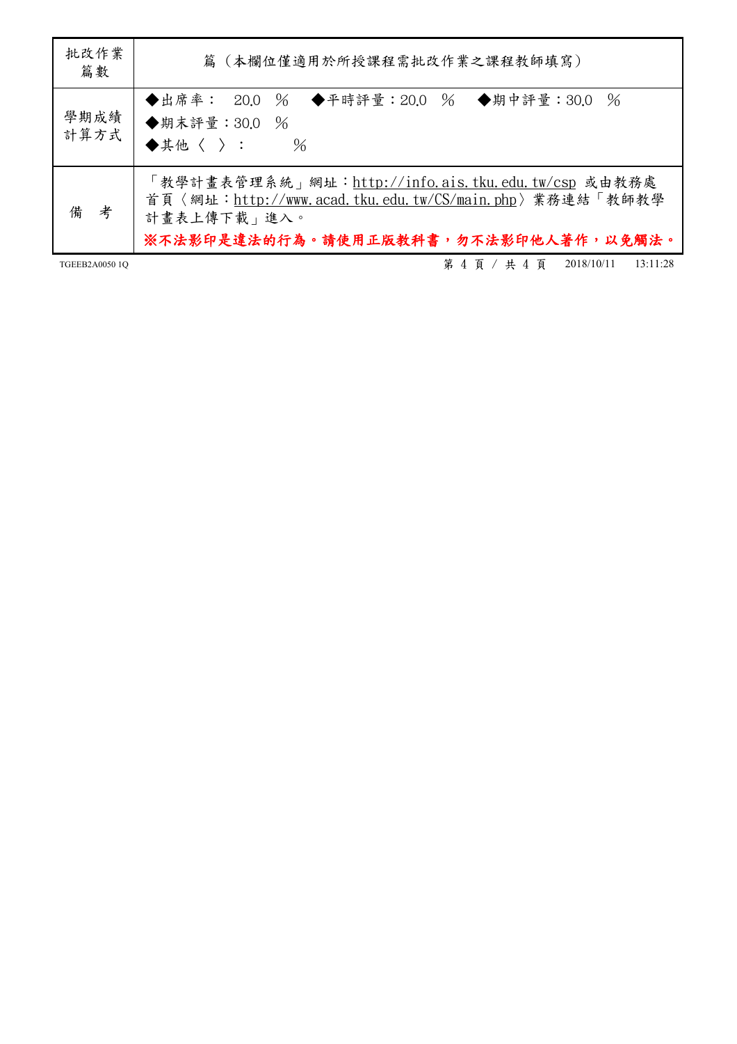| | |
|---|---|
| 批改作業篇數 | 篇（本欄位僅適用於所授課程需批改作業之課程教師填寫） |
| 學期成績計算方式 | ◆出席率： 20.0 ％　◆平時評量：20.0 ％　◆期中評量：30.0 ％<br>◆期末評量：30.0 ％<br>◆其他〈 〉： ％ |
| 備　考 | 「教學計畫表管理系統」網址：http://info.ais.tku.edu.tw/csp 或由教務處首頁〈網址：http://www.acad.tku.edu.tw/CS/main.php〉業務連結「教師教學計畫表上傳下載」進入。<br>**※不法影印是違法的行為。請使用正版教科書，勿不法影印他人著作，以免觸法。** |

TGEEB2A0050 1Q　2018/10/11　13:11:28